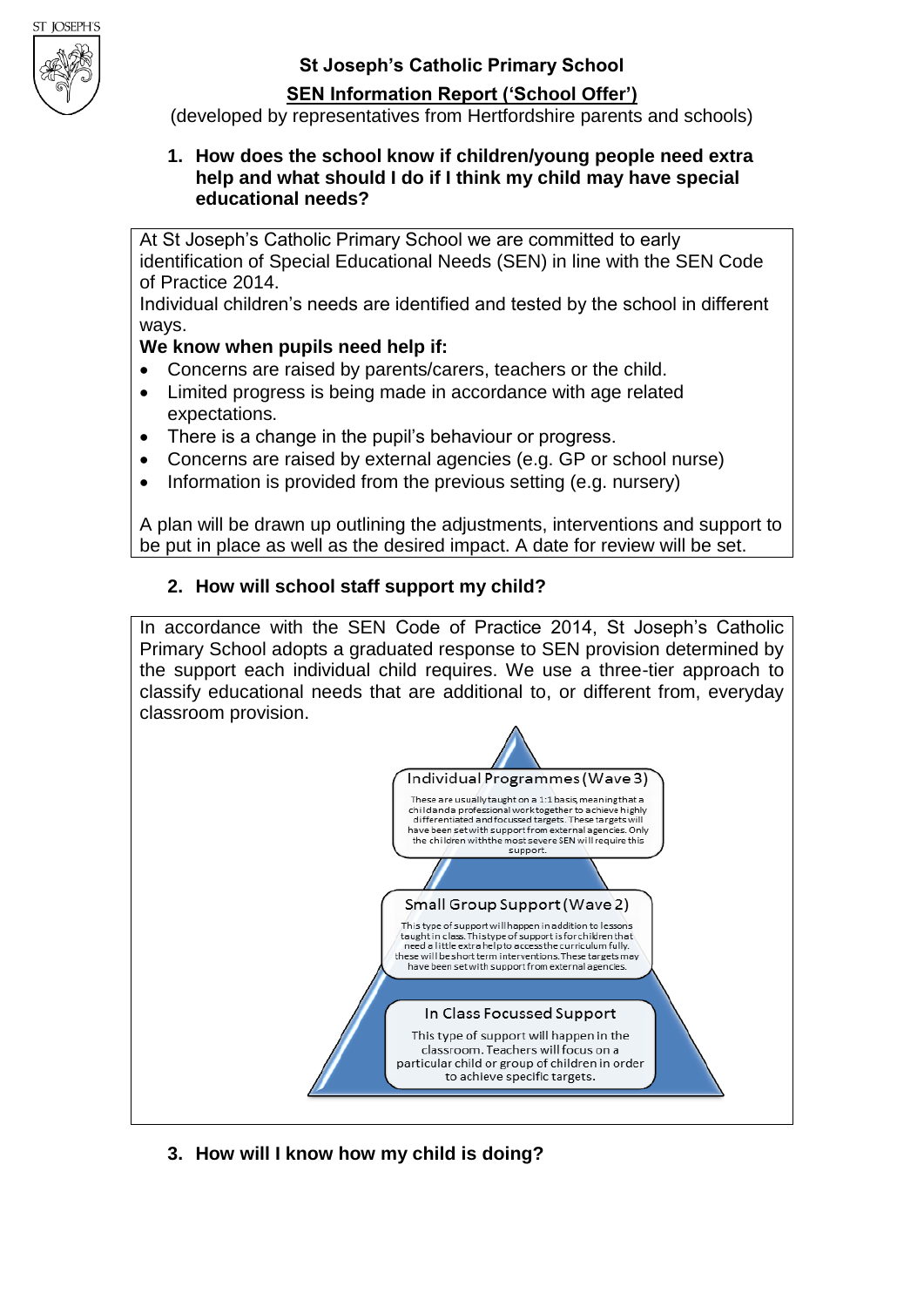ST JOSEPH'S

# St Joseph's Catholic Primary School

## SEN Information Report ('School Offer')

(developed by representatives from Hertfordshire parents and schools)

### 1. How does the school know if children/young people need extra help and what should I do if I think my child may have special educational needs?

At St Joseph's Catholic Primary School we are committed to early identification of Special Educational Needs (SEN) in line with the SEN Code of Practice 2014.

Individual children's needs are identified and tested by the school in different ways.

**We know when pupils need help if:**

- Concerns are raised by parents/carers, teachers or the child.
- Limited progress is being made in accordance with age related expectations.
- There is a change in the pupil's behaviour or progress.
- Concerns are raised by external agencies (e.g. GP or school nurse)
- Information is provided from the previous setting (e.g. nursery)

A plan will be drawn up outlining the adjustments, interventions and support to be put in place as well as the desired impact. A date for review will be set.

### 2. How will school staff support my child?

In accordance with the SEN Code of Practice 2014, St Joseph's Catholic Primary School adopts a graduated response to SEN provision determined by the support each individual child requires. We use a three-tier approach to classify educational needs that are additional to, or different from, everyday classroom provision.

**Individual Programmes (Wave 3)**

These are usually taught on a 1:1 basis, meaning that a child and a professional work together to achieve highly differentiated and focussed targets. These targets will have been set with support from external agencies. Only the children with the most severe SEN will require this support.

**Small Group Support (Wave 2)**

This type of support will happen in addition to lessons taught in class. This type of support is for children that need a little extra help to access the curriculum fully. these will be short term interventions. These targets may have been set with support from external agencies.

**In Class Focussed Support**

This type of support will happen in the classroom. Teachers will focus on a particular child or group of children in order to achieve specific targets.

### 3. How will I know how my child is doing?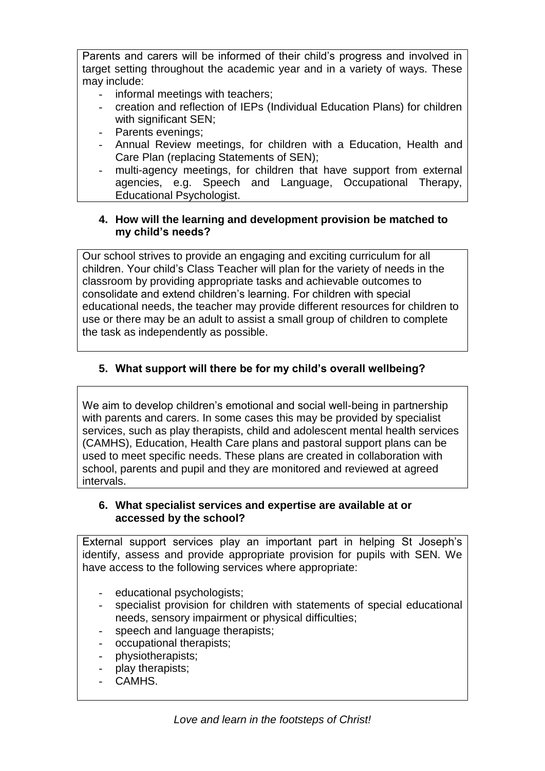Parents and carers will be informed of their child's progress and involved in target setting throughout the academic year and in a variety of ways. These may include:

- informal meetings with teachers;
- creation and reflection of IEPs (Individual Education Plans) for children with significant SEN;
- Parents evenings;
- Annual Review meetings, for children with a Education, Health and Care Plan (replacing Statements of SEN);
- multi-agency meetings, for children that have support from external agencies, e.g. Speech and Language, Occupational Therapy, Educational Psychologist.

**4. How will the learning and development provision be matched to my child's needs?**

Our school strives to provide an engaging and exciting curriculum for all children. Your child's Class Teacher will plan for the variety of needs in the classroom by providing appropriate tasks and achievable outcomes to consolidate and extend children's learning. For children with special educational needs, the teacher may provide different resources for children to use or there may be an adult to assist a small group of children to complete the task as independently as possible.

**5. What support will there be for my child's overall wellbeing?**

We aim to develop children's emotional and social well-being in partnership with parents and carers. In some cases this may be provided by specialist services, such as play therapists, child and adolescent mental health services (CAMHS), Education, Health Care plans and pastoral support plans can be used to meet specific needs. These plans are created in collaboration with school, parents and pupil and they are monitored and reviewed at agreed intervals.

**6. What specialist services and expertise are available at or accessed by the school?**

External support services play an important part in helping St Joseph's identify, assess and provide appropriate provision for pupils with SEN. We have access to the following services where appropriate:

- educational psychologists;
- specialist provision for children with statements of special educational needs, sensory impairment or physical difficulties;
- speech and language therapists;
- occupational therapists;
- physiotherapists;
- play therapists;
- CAMHS.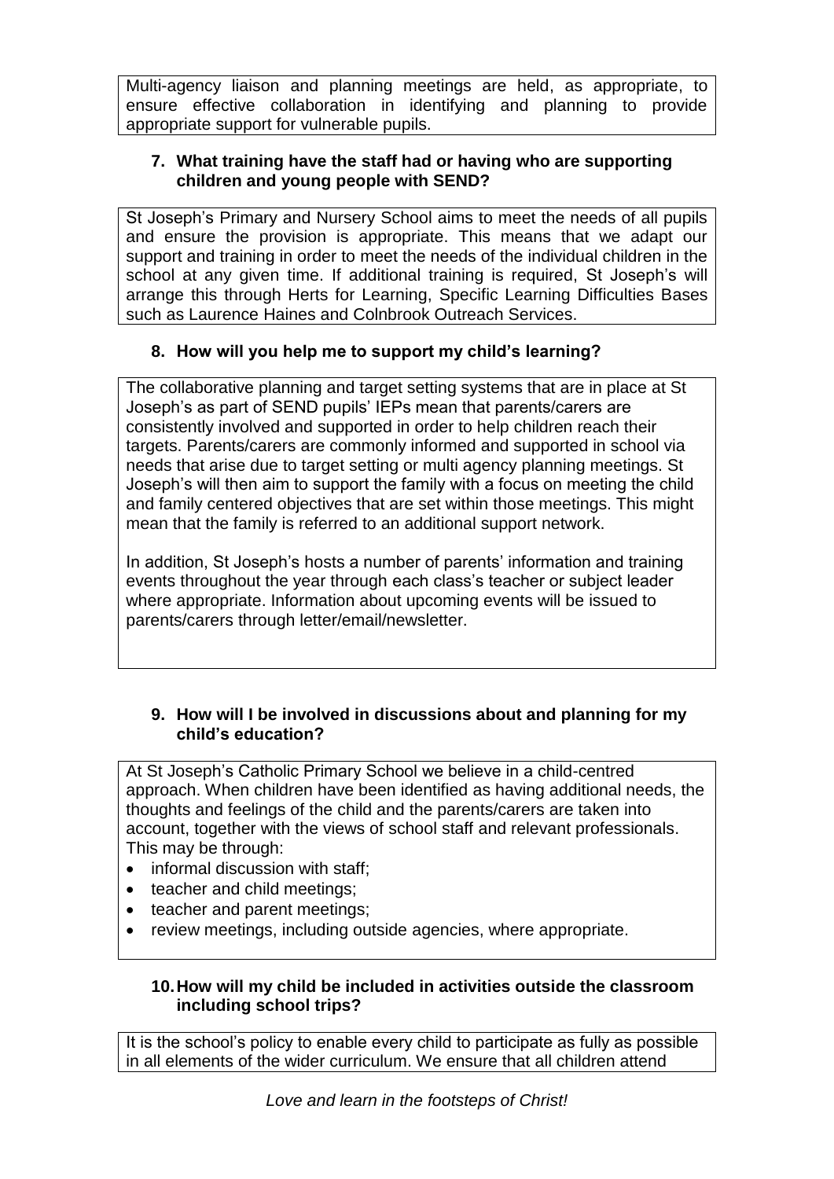Multi-agency liaison and planning meetings are held, as appropriate, to ensure effective collaboration in identifying and planning to provide appropriate support for vulnerable pupils.

**7. What training have the staff had or having who are supporting children and young people with SEND?**

St Joseph's Primary and Nursery School aims to meet the needs of all pupils and ensure the provision is appropriate. This means that we adapt our support and training in order to meet the needs of the individual children in the school at any given time. If additional training is required, St Joseph's will arrange this through Herts for Learning, Specific Learning Difficulties Bases such as Laurence Haines and Colnbrook Outreach Services.

**8. How will you help me to support my child's learning?**

The collaborative planning and target setting systems that are in place at St Joseph's as part of SEND pupils' IEPs mean that parents/carers are consistently involved and supported in order to help children reach their targets. Parents/carers are commonly informed and supported in school via needs that arise due to target setting or multi agency planning meetings. St Joseph's will then aim to support the family with a focus on meeting the child and family centered objectives that are set within those meetings. This might mean that the family is referred to an additional support network.

In addition, St Joseph's hosts a number of parents' information and training events throughout the year through each class's teacher or subject leader where appropriate. Information about upcoming events will be issued to parents/carers through letter/email/newsletter.

**9. How will I be involved in discussions about and planning for my child's education?**

At St Joseph's Catholic Primary School we believe in a child-centred approach. When children have been identified as having additional needs, the thoughts and feelings of the child and the parents/carers are taken into account, together with the views of school staff and relevant professionals. This may be through:

- informal discussion with staff;
- teacher and child meetings;
- teacher and parent meetings;
- review meetings, including outside agencies, where appropriate.

**10. How will my child be included in activities outside the classroom including school trips?**

It is the school's policy to enable every child to participate as fully as possible in all elements of the wider curriculum. We ensure that all children attend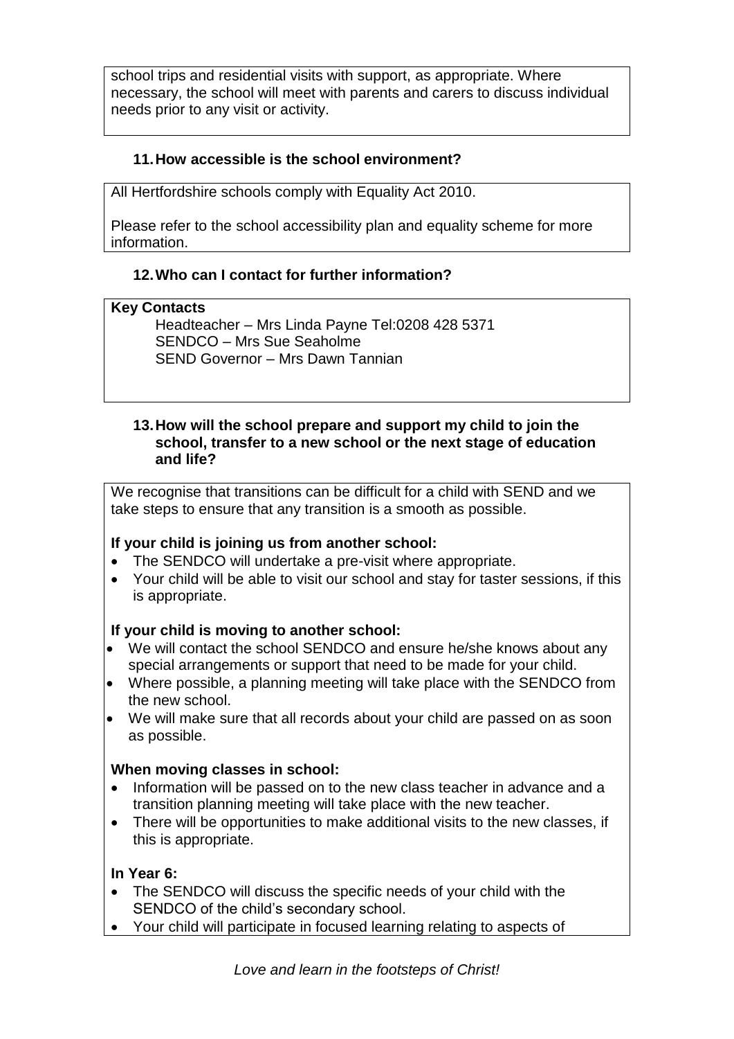school trips and residential visits with support, as appropriate. Where necessary, the school will meet with parents and carers to discuss individual needs prior to any visit or activity.

### 11. How accessible is the school environment?

All Hertfordshire schools comply with Equality Act 2010.

Please refer to the school accessibility plan and equality scheme for more information.

### 12. Who can I contact for further information?

**Key Contacts**

Headteacher – Mrs Linda Payne Tel:0208 428 5371
SENDCO – Mrs Sue Seaholme
SEND Governor – Mrs Dawn Tannian

### 13. How will the school prepare and support my child to join the school, transfer to a new school or the next stage of education and life?

We recognise that transitions can be difficult for a child with SEND and we take steps to ensure that any transition is a smooth as possible.

**If your child is joining us from another school:**

- The SENDCO will undertake a pre-visit where appropriate.
- Your child will be able to visit our school and stay for taster sessions, if this is appropriate.

**If your child is moving to another school:**

- We will contact the school SENDCO and ensure he/she knows about any special arrangements or support that need to be made for your child.
- Where possible, a planning meeting will take place with the SENDCO from the new school.
- We will make sure that all records about your child are passed on as soon as possible.

**When moving classes in school:**

- Information will be passed on to the new class teacher in advance and a transition planning meeting will take place with the new teacher.
- There will be opportunities to make additional visits to the new classes, if this is appropriate.

**In Year 6:**

- The SENDCO will discuss the specific needs of your child with the SENDCO of the child's secondary school.
- Your child will participate in focused learning relating to aspects of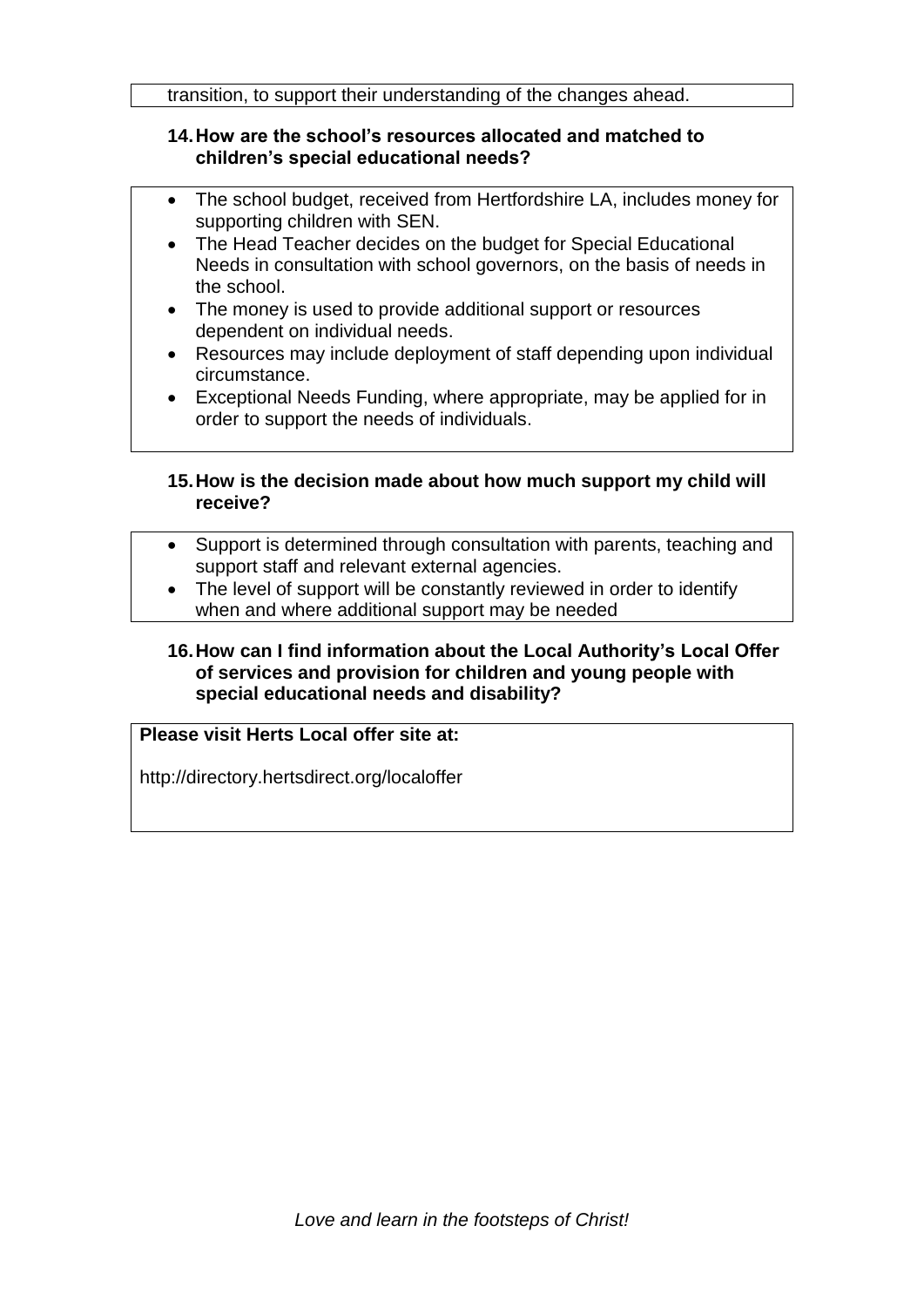transition, to support their understanding of the changes ahead.

**14. How are the school's resources allocated and matched to children's special educational needs?**

- The school budget, received from Hertfordshire LA, includes money for supporting children with SEN.
- The Head Teacher decides on the budget for Special Educational Needs in consultation with school governors, on the basis of needs in the school.
- The money is used to provide additional support or resources dependent on individual needs.
- Resources may include deployment of staff depending upon individual circumstance.
- Exceptional Needs Funding, where appropriate, may be applied for in order to support the needs of individuals.

**15. How is the decision made about how much support my child will receive?**

- Support is determined through consultation with parents, teaching and support staff and relevant external agencies.
- The level of support will be constantly reviewed in order to identify when and where additional support may be needed

**16. How can I find information about the Local Authority's Local Offer of services and provision for children and young people with special educational needs and disability?**

**Please visit Herts Local offer site at:**

http://directory.hertsdirect.org/localoffer

*Love and learn in the footsteps of Christ!*